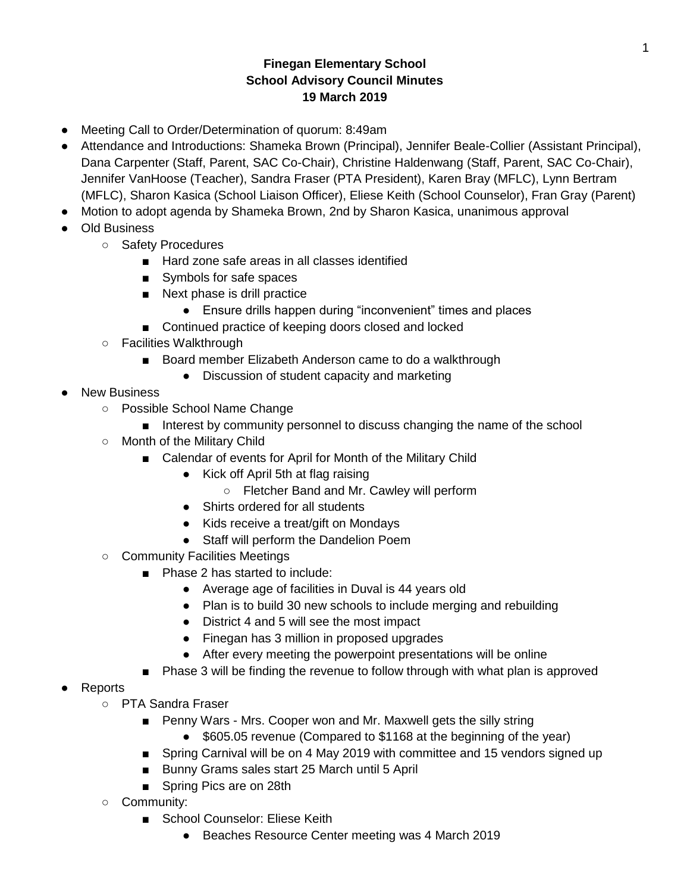**Finegan Elementary School**
**School Advisory Council Minutes**
**19 March 2019**

- Meeting Call to Order/Determination of quorum: 8:49am
- Attendance and Introductions: Shameka Brown (Principal), Jennifer Beale-Collier (Assistant Principal), Dana Carpenter (Staff, Parent, SAC Co-Chair), Christine Haldenwang (Staff, Parent, SAC Co-Chair), Jennifer VanHoose (Teacher), Sandra Fraser (PTA President), Karen Bray (MFLC), Lynn Bertram (MFLC), Sharon Kasica (School Liaison Officer), Eliese Keith (School Counselor), Fran Gray (Parent)
- Motion to adopt agenda by Shameka Brown, 2nd by Sharon Kasica, unanimous approval
- Old Business
    - Safety Procedures
        - Hard zone safe areas in all classes identified
        - Symbols for safe spaces
        - Next phase is drill practice
            - Ensure drills happen during "inconvenient" times and places
        - Continued practice of keeping doors closed and locked
    - Facilities Walkthrough
        - Board member Elizabeth Anderson came to do a walkthrough
            - Discussion of student capacity and marketing
- New Business
    - Possible School Name Change
        - Interest by community personnel to discuss changing the name of the school
    - Month of the Military Child
        - Calendar of events for April for Month of the Military Child
            - Kick off April 5th at flag raising
                - Fletcher Band and Mr. Cawley will perform
            - Shirts ordered for all students
            - Kids receive a treat/gift on Mondays
            - Staff will perform the Dandelion Poem
    - Community Facilities Meetings
        - Phase 2 has started to include:
            - Average age of facilities in Duval is 44 years old
            - Plan is to build 30 new schools to include merging and rebuilding
            - District 4 and 5 will see the most impact
            - Finegan has 3 million in proposed upgrades
            - After every meeting the powerpoint presentations will be online
        - Phase 3 will be finding the revenue to follow through with what plan is approved
- Reports
    - PTA Sandra Fraser
        - Penny Wars - Mrs. Cooper won and Mr. Maxwell gets the silly string
            - $605.05 revenue (Compared to $1168 at the beginning of the year)
        - Spring Carnival will be on 4 May 2019 with committee and 15 vendors signed up
        - Bunny Grams sales start 25 March until 5 April
        - Spring Pics are on 28th
    - Community:
        - School Counselor: Eliese Keith
            - Beaches Resource Center meeting was 4 March 2019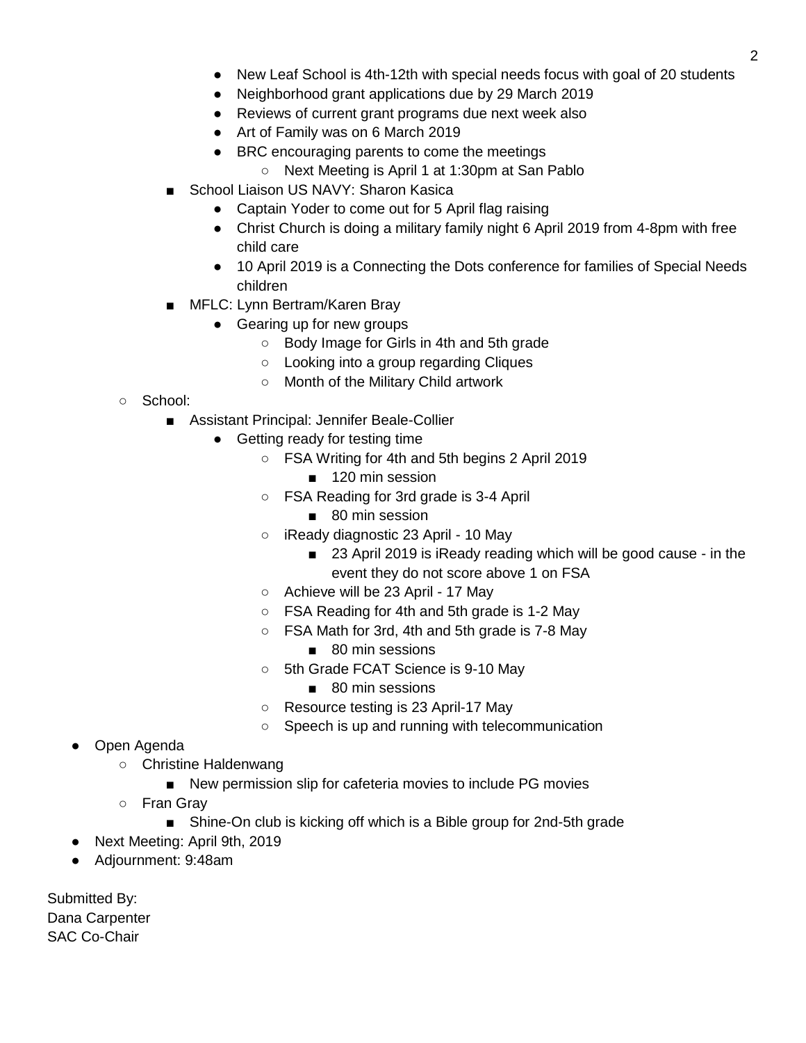- New Leaf School is 4th-12th with special needs focus with goal of 20 students
            - Neighborhood grant applications due by 29 March 2019
            - Reviews of current grant programs due next week also
            - Art of Family was on 6 March 2019
            - BRC encouraging parents to come the meetings
                - Next Meeting is April 1 at 1:30pm at San Pablo
        - School Liaison US NAVY: Sharon Kasica
            - Captain Yoder to come out for 5 April flag raising
            - Christ Church is doing a military family night 6 April 2019 from 4-8pm with free child care
            - 10 April 2019 is a Connecting the Dots conference for families of Special Needs children
        - MFLC: Lynn Bertram/Karen Bray
            - Gearing up for new groups
                - Body Image for Girls in 4th and 5th grade
                - Looking into a group regarding Cliques
                - Month of the Military Child artwork
    - School:
        - Assistant Principal: Jennifer Beale-Collier
            - Getting ready for testing time
                - FSA Writing for 4th and 5th begins 2 April 2019
                    - 120 min session
                - FSA Reading for 3rd grade is 3-4 April
                    - 80 min session
                - iReady diagnostic 23 April - 10 May
                    - 23 April 2019 is iReady reading which will be good cause - in the event they do not score above 1 on FSA
                - Achieve will be 23 April - 17 May
                - FSA Reading for 4th and 5th grade is 1-2 May
                - FSA Math for 3rd, 4th and 5th grade is 7-8 May
                    - 80 min sessions
                - 5th Grade FCAT Science is 9-10 May
                    - 80 min sessions
                - Resource testing is 23 April-17 May
                - Speech is up and running with telecommunication
- Open Agenda
    - Christine Haldenwang
        - New permission slip for cafeteria movies to include PG movies
    - Fran Gray
        - Shine-On club is kicking off which is a Bible group for 2nd-5th grade
- Next Meeting: April 9th, 2019
- Adjournment: 9:48am

Submitted By:
Dana Carpenter
SAC Co-Chair